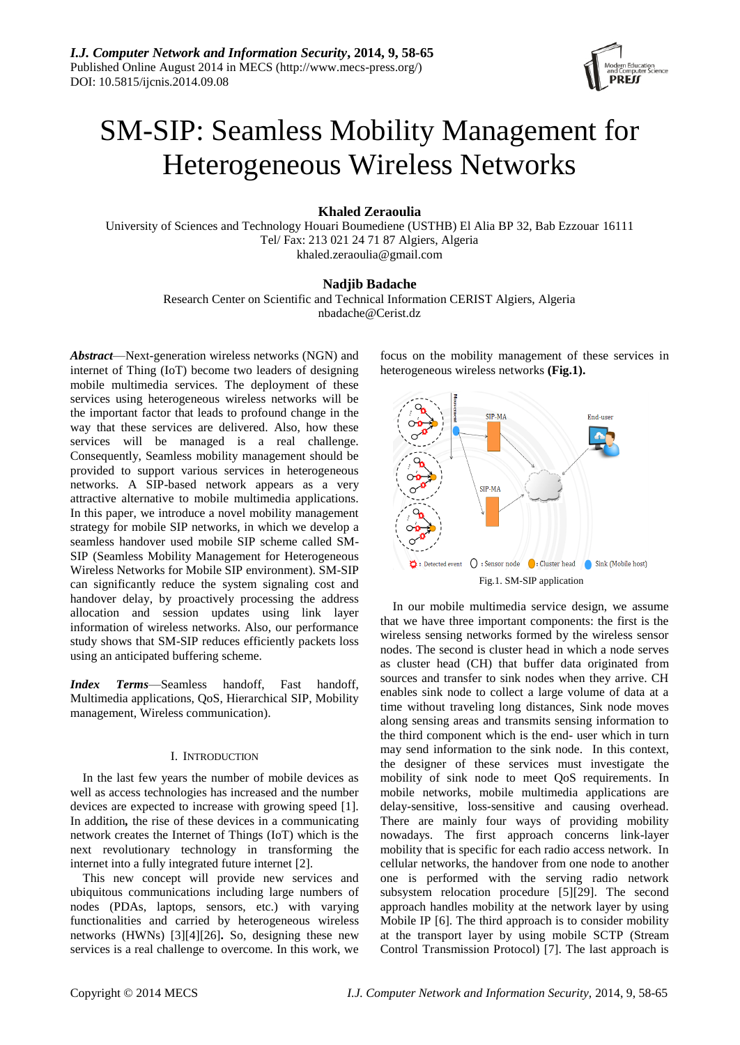# SM-SIP: Seamless Mobility Management for Heterogeneous Wireless Networks

**Khaled Zeraoulia**

University of Sciences and Technology Houari Boumediene (USTHB) El Alia BP 32, Bab Ezzouar 16111
Tel/ Fax: 213 021 24 71 87 Algiers, Algeria
khaled.zeraoulia@gmail.com

**Nadjib Badache**

Research Center on Scientific and Technical Information CERIST Algiers, Algeria
nbadache@Cerist.dz

***Abstract*****—**Next-generation wireless networks (NGN) and internet of Thing (IoT) become two leaders of designing mobile multimedia services. The deployment of these services using heterogeneous wireless networks will be the important factor that leads to profound change in the way that these services are delivered. Also, how these services will be managed is a real challenge. Consequently, Seamless mobility management should be provided to support various services in heterogeneous networks. A SIP-based network appears as a very attractive alternative to mobile multimedia applications. In this paper, we introduce a novel mobility management strategy for mobile SIP networks, in which we develop a seamless handover used mobile SIP scheme called SM-SIP (Seamless Mobility Management for Heterogeneous Wireless Networks for Mobile SIP environment). SM-SIP can significantly reduce the system signaling cost and handover delay, by proactively processing the address allocation and session updates using link layer information of wireless networks. Also, our performance study shows that SM-SIP reduces efficiently packets loss using an anticipated buffering scheme.

***Index Terms*****—**Seamless handoff, Fast handoff, Multimedia applications, QoS, Hierarchical SIP, Mobility management, Wireless communication).

## I. Introduction

In the last few years the number of mobile devices as well as access technologies has increased and the number devices are expected to increase with growing speed [1]. In addition**,** the rise of these devices in a communicating network creates the Internet of Things (IoT) which is the next revolutionary technology in transforming the internet into a fully integrated future internet [2].

This new concept will provide new services and ubiquitous communications including large numbers of nodes (PDAs, laptops, sensors, etc.) with varying functionalities and carried by heterogeneous wireless networks (HWNs) [3][4][26]**.** So, designing these new services is a real challenge to overcome. In this work, we focus on the mobility management of these services in heterogeneous wireless networks **(Fig.1).**

Fig.1. SM-SIP application

In our mobile multimedia service design, we assume that we have three important components: the first is the wireless sensing networks formed by the wireless sensor nodes. The second is cluster head in which a node serves as cluster head (CH) that buffer data originated from sources and transfer to sink nodes when they arrive. CH enables sink node to collect a large volume of data at a time without traveling long distances, Sink node moves along sensing areas and transmits sensing information to the third component which is the end- user which in turn may send information to the sink node. In this context, the designer of these services must investigate the mobility of sink node to meet QoS requirements. In mobile networks, mobile multimedia applications are delay-sensitive, loss-sensitive and causing overhead. There are mainly four ways of providing mobility nowadays. The first approach concerns link-layer mobility that is specific for each radio access network. In cellular networks, the handover from one node to another one is performed with the serving radio network subsystem relocation procedure [5][29]. The second approach handles mobility at the network layer by using Mobile IP [6]. The third approach is to consider mobility at the transport layer by using mobile SCTP (Stream Control Transmission Protocol) [7]. The last approach is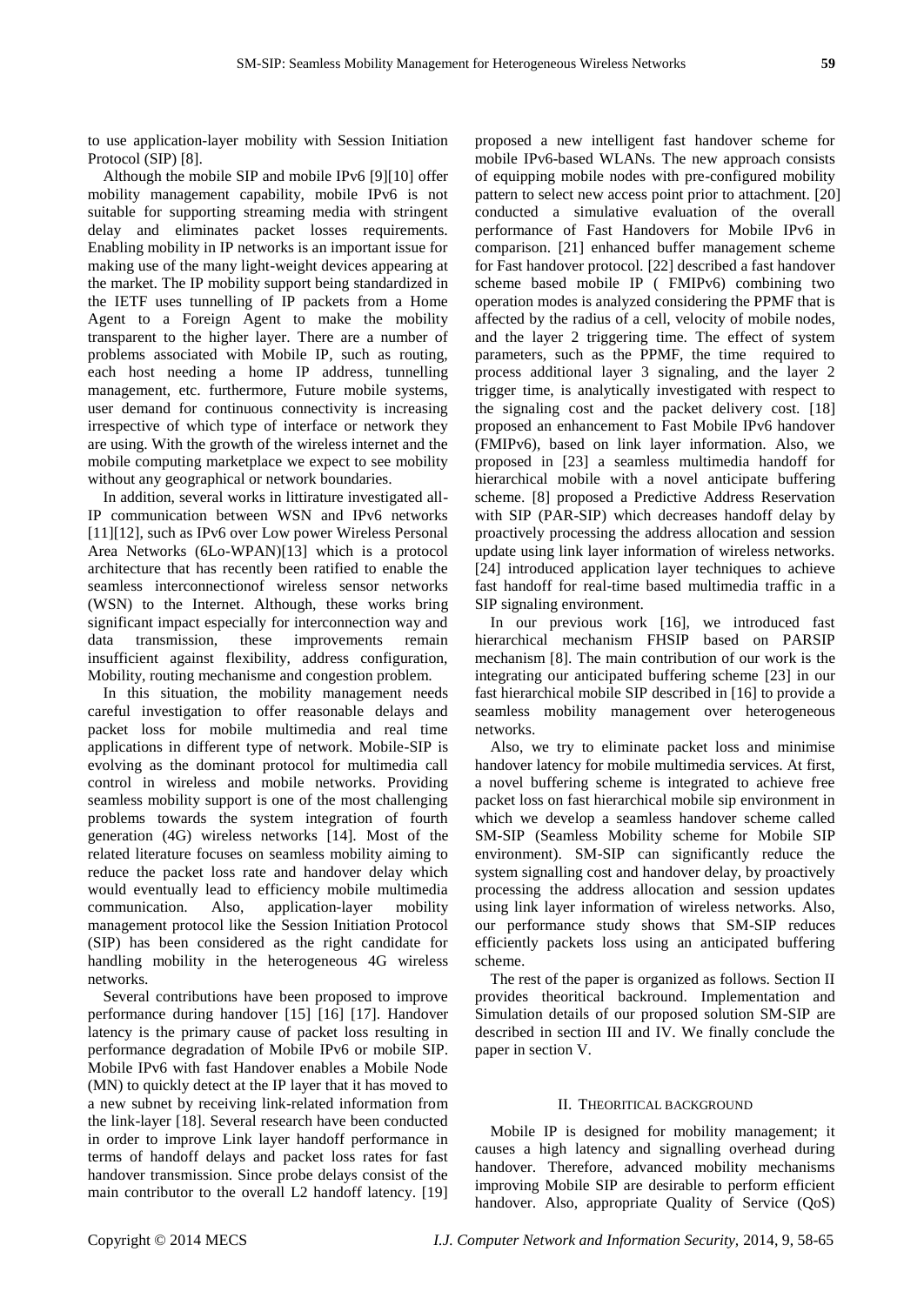to use application-layer mobility with Session Initiation Protocol (SIP) [8].

Although the mobile SIP and mobile IPv6 [9][10] offer mobility management capability, mobile IPv6 is not suitable for supporting streaming media with stringent delay and eliminates packet losses requirements. Enabling mobility in IP networks is an important issue for making use of the many light-weight devices appearing at the market. The IP mobility support being standardized in the IETF uses tunnelling of IP packets from a Home Agent to a Foreign Agent to make the mobility transparent to the higher layer. There are a number of problems associated with Mobile IP, such as routing, each host needing a home IP address, tunnelling management, etc. furthermore, Future mobile systems, user demand for continuous connectivity is increasing irrespective of which type of interface or network they are using. With the growth of the wireless internet and the mobile computing marketplace we expect to see mobility without any geographical or network boundaries.

In addition, several works in littirature investigated all-IP communication between WSN and IPv6 networks [11][12], such as IPv6 over Low power Wireless Personal Area Networks (6Lo-WPAN)[13] which is a protocol architecture that has recently been ratified to enable the seamless interconnectionof wireless sensor networks (WSN) to the Internet. Although, these works bring significant impact especially for interconnection way and data transmission, these improvements remain insufficient against flexibility, address configuration, Mobility, routing mechanisme and congestion problem.

In this situation, the mobility management needs careful investigation to offer reasonable delays and packet loss for mobile multimedia and real time applications in different type of network. Mobile-SIP is evolving as the dominant protocol for multimedia call control in wireless and mobile networks. Providing seamless mobility support is one of the most challenging problems towards the system integration of fourth generation (4G) wireless networks [14]. Most of the related literature focuses on seamless mobility aiming to reduce the packet loss rate and handover delay which would eventually lead to efficiency mobile multimedia communication. Also, application-layer mobility management protocol like the Session Initiation Protocol (SIP) has been considered as the right candidate for handling mobility in the heterogeneous 4G wireless networks.

Several contributions have been proposed to improve performance during handover [15] [16] [17]. Handover latency is the primary cause of packet loss resulting in performance degradation of Mobile IPv6 or mobile SIP. Mobile IPv6 with fast Handover enables a Mobile Node (MN) to quickly detect at the IP layer that it has moved to a new subnet by receiving link-related information from the link-layer [18]. Several research have been conducted in order to improve Link layer handoff performance in terms of handoff delays and packet loss rates for fast handover transmission. Since probe delays consist of the main contributor to the overall L2 handoff latency. [19] proposed a new intelligent fast handover scheme for mobile IPv6-based WLANs. The new approach consists of equipping mobile nodes with pre-configured mobility pattern to select new access point prior to attachment. [20] conducted a simulative evaluation of the overall performance of Fast Handovers for Mobile IPv6 in comparison. [21] enhanced buffer management scheme for Fast handover protocol. [22] described a fast handover scheme based mobile IP ( FMIPv6) combining two operation modes is analyzed considering the PPMF that is affected by the radius of a cell, velocity of mobile nodes, and the layer 2 triggering time. The effect of system parameters, such as the PPMF, the time required to process additional layer 3 signaling, and the layer 2 trigger time, is analytically investigated with respect to the signaling cost and the packet delivery cost. [18] proposed an enhancement to Fast Mobile IPv6 handover (FMIPv6), based on link layer information. Also, we proposed in [23] a seamless multimedia handoff for hierarchical mobile with a novel anticipate buffering scheme. [8] proposed a Predictive Address Reservation with SIP (PAR-SIP) which decreases handoff delay by proactively processing the address allocation and session update using link layer information of wireless networks. [24] introduced application layer techniques to achieve fast handoff for real-time based multimedia traffic in a SIP signaling environment.

In our previous work [16], we introduced fast hierarchical mechanism FHSIP based on PARSIP mechanism [8]. The main contribution of our work is the integrating our anticipated buffering scheme [23] in our fast hierarchical mobile SIP described in [16] to provide a seamless mobility management over heterogeneous networks.

Also, we try to eliminate packet loss and minimise handover latency for mobile multimedia services. At first, a novel buffering scheme is integrated to achieve free packet loss on fast hierarchical mobile sip environment in which we develop a seamless handover scheme called SM-SIP (Seamless Mobility scheme for Mobile SIP environment). SM-SIP can significantly reduce the system signalling cost and handover delay, by proactively processing the address allocation and session updates using link layer information of wireless networks. Also, our performance study shows that SM-SIP reduces efficiently packets loss using an anticipated buffering scheme.

The rest of the paper is organized as follows. Section II provides theoritical backround. Implementation and Simulation details of our proposed solution SM-SIP are described in section III and IV. We finally conclude the paper in section V.

## II. Theoritical Background

Mobile IP is designed for mobility management; it causes a high latency and signalling overhead during handover. Therefore, advanced mobility mechanisms improving Mobile SIP are desirable to perform efficient handover. Also, appropriate Quality of Service (QoS)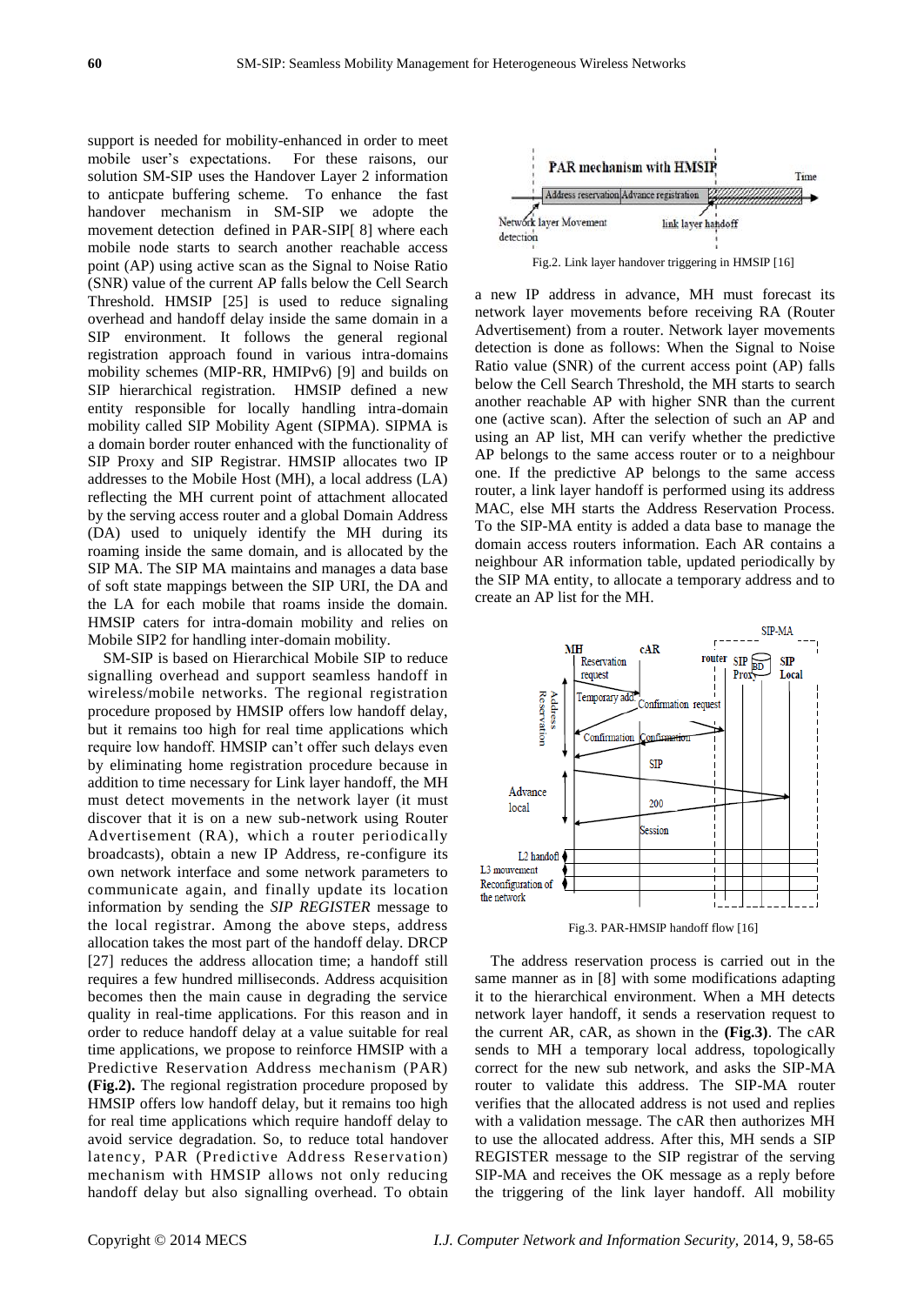support is needed for mobility-enhanced in order to meet mobile user's expectations. For these raisons, our solution SM-SIP uses the Handover Layer 2 information to anticpate buffering scheme. To enhance the fast handover mechanism in SM-SIP we adopte the movement detection defined in PAR-SIP[ 8] where each mobile node starts to search another reachable access point (AP) using active scan as the Signal to Noise Ratio (SNR) value of the current AP falls below the Cell Search Threshold. HMSIP [25] is used to reduce signaling overhead and handoff delay inside the same domain in a SIP environment. It follows the general regional registration approach found in various intra-domains mobility schemes (MIP-RR, HMIPv6) [9] and builds on SIP hierarchical registration. HMSIP defined a new entity responsible for locally handling intra-domain mobility called SIP Mobility Agent (SIPMA). SIPMA is a domain border router enhanced with the functionality of SIP Proxy and SIP Registrar. HMSIP allocates two IP addresses to the Mobile Host (MH), a local address (LA) reflecting the MH current point of attachment allocated by the serving access router and a global Domain Address (DA) used to uniquely identify the MH during its roaming inside the same domain, and is allocated by the SIP MA. The SIP MA maintains and manages a data base of soft state mappings between the SIP URI, the DA and the LA for each mobile that roams inside the domain. HMSIP caters for intra-domain mobility and relies on Mobile SIP2 for handling inter-domain mobility.

SM-SIP is based on Hierarchical Mobile SIP to reduce signalling overhead and support seamless handoff in wireless/mobile networks. The regional registration procedure proposed by HMSIP offers low handoff delay, but it remains too high for real time applications which require low handoff. HMSIP can't offer such delays even by eliminating home registration procedure because in addition to time necessary for Link layer handoff, the MH must detect movements in the network layer (it must discover that it is on a new sub-network using Router Advertisement (RA), which a router periodically broadcasts), obtain a new IP Address, re-configure its own network interface and some network parameters to communicate again, and finally update its location information by sending the *SIP REGISTER* message to the local registrar. Among the above steps, address allocation takes the most part of the handoff delay. DRCP [27] reduces the address allocation time; a handoff still requires a few hundred milliseconds. Address acquisition becomes then the main cause in degrading the service quality in real-time applications. For this reason and in order to reduce handoff delay at a value suitable for real time applications, we propose to reinforce HMSIP with a Predictive Reservation Address mechanism (PAR) **(Fig.2).** The regional registration procedure proposed by HMSIP offers low handoff delay, but it remains too high for real time applications which require handoff delay to avoid service degradation. So, to reduce total handover latency, PAR (Predictive Address Reservation) mechanism with HMSIP allows not only reducing handoff delay but also signalling overhead. To obtain

Fig.2. Link layer handover triggering in HMSIP [16]

a new IP address in advance, MH must forecast its network layer movements before receiving RA (Router Advertisement) from a router. Network layer movements detection is done as follows: When the Signal to Noise Ratio value (SNR) of the current access point (AP) falls below the Cell Search Threshold, the MH starts to search another reachable AP with higher SNR than the current one (active scan). After the selection of such an AP and using an AP list, MH can verify whether the predictive AP belongs to the same access router or to a neighbour one. If the predictive AP belongs to the same access router, a link layer handoff is performed using its address MAC, else MH starts the Address Reservation Process. To the SIP-MA entity is added a data base to manage the domain access routers information. Each AR contains a neighbour AR information table, updated periodically by the SIP MA entity, to allocate a temporary address and to create an AP list for the MH.

Fig.3. PAR-HMSIP handoff flow [16]

The address reservation process is carried out in the same manner as in [8] with some modifications adapting it to the hierarchical environment. When a MH detects network layer handoff, it sends a reservation request to the current AR, cAR, as shown in the **(Fig.3)**. The cAR sends to MH a temporary local address, topologically correct for the new sub network, and asks the SIP-MA router to validate this address. The SIP-MA router verifies that the allocated address is not used and replies with a validation message. The cAR then authorizes MH to use the allocated address. After this, MH sends a SIP REGISTER message to the SIP registrar of the serving SIP-MA and receives the OK message as a reply before the triggering of the link layer handoff. All mobility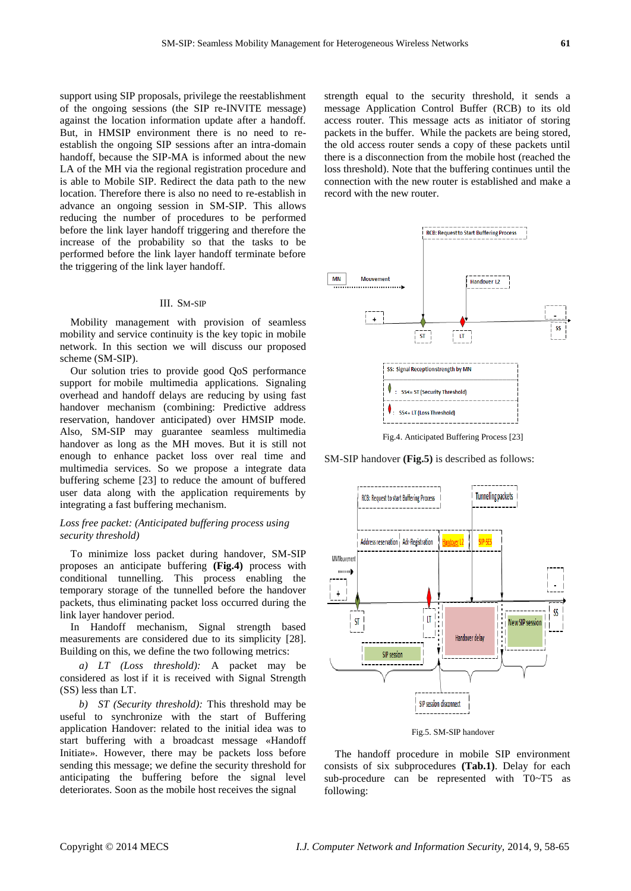support using SIP proposals, privilege the reestablishment of the ongoing sessions (the SIP re-INVITE message) against the location information update after a handoff. But, in HMSIP environment there is no need to re-establish the ongoing SIP sessions after an intra-domain handoff, because the SIP-MA is informed about the new LA of the MH via the regional registration procedure and is able to Mobile SIP. Redirect the data path to the new location. Therefore there is also no need to re-establish in advance an ongoing session in SM-SIP. This allows reducing the number of procedures to be performed before the link layer handoff triggering and therefore the increase of the probability so that the tasks to be performed before the link layer handoff terminate before the triggering of the link layer handoff.

## III. SM-SIP

Mobility management with provision of seamless mobility and service continuity is the key topic in mobile network. In this section we will discuss our proposed scheme (SM-SIP).

Our solution tries to provide good QoS performance support for mobile multimedia applications. Signaling overhead and handoff delays are reducing by using fast handover mechanism (combining: Predictive address reservation, handover anticipated) over HMSIP mode. Also, SM-SIP may guarantee seamless multimedia handover as long as the MH moves. But it is still not enough to enhance packet loss over real time and multimedia services. So we propose a integrate data buffering scheme [23] to reduce the amount of buffered user data along with the application requirements by integrating a fast buffering mechanism.

*Loss free packet: (Anticipated buffering process using security threshold)*

To minimize loss packet during handover, SM-SIP proposes an anticipate buffering **(Fig.4)** process with conditional tunnelling. This process enabling the temporary storage of the tunnelled before the handover packets, thus eliminating packet loss occurred during the link layer handover period.

In Handoff mechanism, Signal strength based measurements are considered due to its simplicity [28]. Building on this, we define the two following metrics:

*a) LT (Loss threshold):* A packet may be considered as lost if it is received with Signal Strength (SS) less than LT.

*b) ST (Security threshold):* This threshold may be useful to synchronize with the start of Buffering application Handover: related to the initial idea was to start buffering with a broadcast message «Handoff Initiate». However, there may be packets loss before sending this message; we define the security threshold for anticipating the buffering before the signal level deteriorates. Soon as the mobile host receives the signal strength equal to the security threshold, it sends a message Application Control Buffer (RCB) to its old access router. This message acts as initiator of storing packets in the buffer. While the packets are being stored, the old access router sends a copy of these packets until there is a disconnection from the mobile host (reached the loss threshold). Note that the buffering continues until the connection with the new router is established and make a record with the new router.

Fig.4. Anticipated Buffering Process [23]

SM-SIP handover **(Fig.5)** is described as follows:

Fig.5. SM-SIP handover

The handoff procedure in mobile SIP environment consists of six subprocedures **(Tab.1)**. Delay for each sub-procedure can be represented with T0~T5 as following: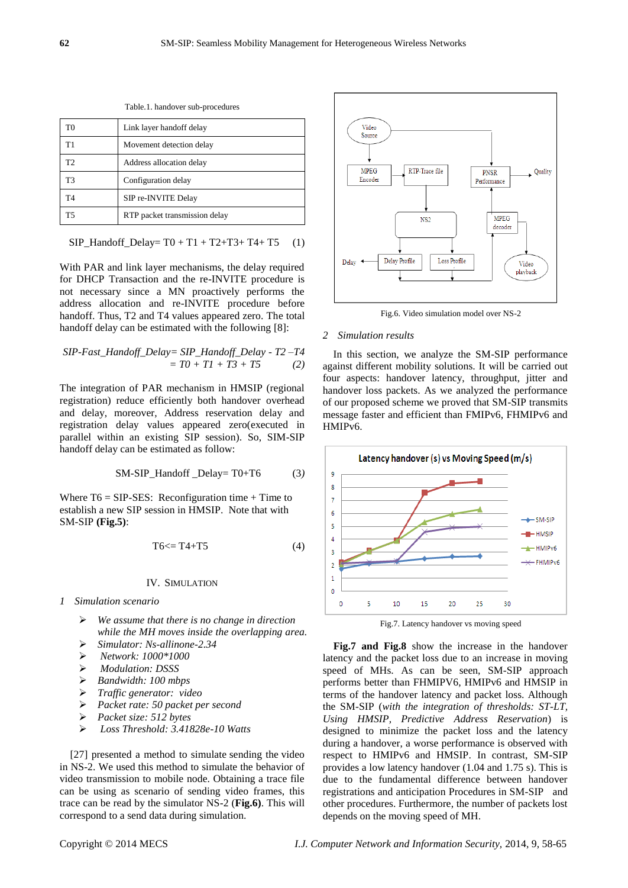Table.1. handover sub-procedures

| T0 | Link layer handoff delay |
|---|---|
| T1 | Movement detection delay |
| T2 | Address allocation delay |
| T3 | Configuration delay |
| T4 | SIP re-INVITE Delay |
| T5 | RTP packet transmission delay |

$$\text{SIP\_Handoff\_Delay} = T0 + T1 + T2 + T3 + T4 + T5 \quad (1)$$

With PAR and link layer mechanisms, the delay required for DHCP Transaction and the re-INVITE procedure is not necessary since a MN proactively performs the address allocation and re-INVITE procedure before handoff. Thus, T2 and T4 values appeared zero. The total handoff delay can be estimated with the following [8]:

$$\text{SIP-Fast\_Handoff\_Delay} = \text{SIP\_Handoff\_Delay} - T2 - T4 = T0 + T1 + T3 + T5 \quad (2)$$

The integration of PAR mechanism in HMSIP (regional registration) reduce efficiently both handover overhead and delay, moreover, Address reservation delay and registration delay values appeared zero(executed in parallel within an existing SIP session). So, SIM-SIP handoff delay can be estimated as follow:

$$\text{SM-SIP\_Handoff\_Delay} = T0 + T6 \quad (3)$$

Where T6 = SIP-SES: Reconfiguration time + Time to establish a new SIP session in HMSIP. Note that with SM-SIP (**Fig.5**):

$$T6 \le T4 + T5 \quad (4)$$

# IV. Simulation

## 1 Simulation scenario

- *We assume that there is no change in direction while the MH moves inside the overlapping area.*
- *Simulator: Ns-allinone-2.34*
- *Network: 1000\*1000*
- *Modulation: DSSS*
- *Bandwidth: 100 mbps*
- *Traffic generator: video*
- *Packet rate: 50 packet per second*
- *Packet size: 512 bytes*
- *Loss Threshold: 3.41828e-10 Watts*

[27] presented a method to simulate sending the video in NS-2. We used this method to simulate the behavior of video transmission to mobile node. Obtaining a trace file can be using as scenario of sending video frames, this trace can be read by the simulator NS-2 (**Fig.6**). This will correspond to a send data during simulation.

Fig.6. Video simulation model over NS-2

## 2 Simulation results

In this section, we analyze the SM-SIP performance against different mobility solutions. It will be carried out four aspects: handover latency, throughput, jitter and handover loss packets. As we analyzed the performance of our proposed scheme we proved that SM-SIP transmits message faster and efficient than FMIPv6, FHMIPv6 and HMIPv6.

Fig.7. Latency handover vs moving speed

**Fig.7 and Fig.8** show the increase in the handover latency and the packet loss due to an increase in moving speed of MHs. As can be seen, SM-SIP approach performs better than FHMIPV6, HMIPv6 and HMSIP in terms of the handover latency and packet loss. Although the SM-SIP (*with the integration of thresholds: ST-LT, Using HMSIP, Predictive Address Reservation*) is designed to minimize the packet loss and the latency during a handover, a worse performance is observed with respect to HMIPv6 and HMSIP. In contrast, SM-SIP provides a low latency handover (1.04 and 1.75 s). This is due to the fundamental difference between handover registrations and anticipation Procedures in SM-SIP and other procedures. Furthermore, the number of packets lost depends on the moving speed of MH.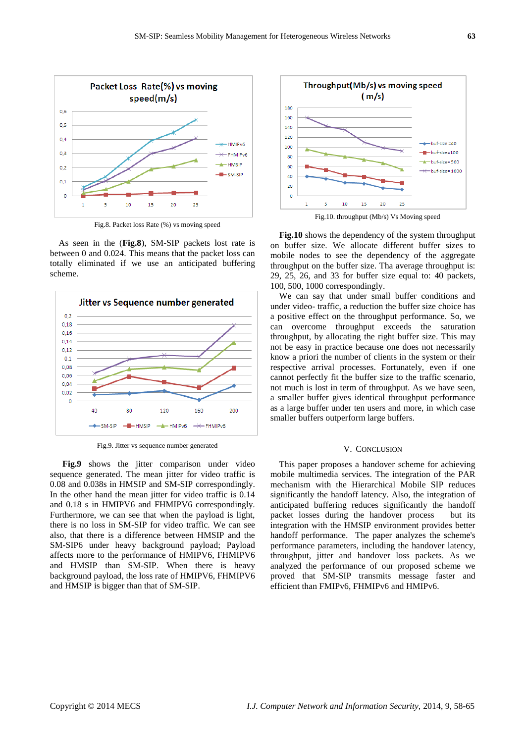Fig.8. Packet loss Rate (%) vs moving speed

As seen in the (**Fig.8**), SM-SIP packets lost rate is between 0 and 0.024. This means that the packet loss can totally eliminated if we use an anticipated buffering scheme.

Fig.9. Jitter vs sequence number generated

**Fig.9** shows the jitter comparison under video sequence generated. The mean jitter for video traffic is 0.08 and 0.038s in HMSIP and SM-SIP correspondingly. In the other hand the mean jitter for video traffic is 0.14 and 0.18 s in HMIPV6 and FHMIPV6 correspondingly. Furthermore, we can see that when the payload is light, there is no loss in SM-SIP for video traffic. We can see also, that there is a difference between HMSIP and the SM-SIP6 under heavy background payload; Payload affects more to the performance of HMIPV6, FHMIPV6 and HMSIP than SM-SIP. When there is heavy background payload, the loss rate of HMIPV6, FHMIPV6 and HMSIP is bigger than that of SM-SIP.

Fig.10. throughput (Mb/s) Vs Moving speed

**Fig.10** shows the dependency of the system throughput on buffer size. We allocate different buffer sizes to mobile nodes to see the dependency of the aggregate throughput on the buffer size. Tha average throughput is: 29, 25, 26, and 33 for buffer size equal to: 40 packets, 100, 500, 1000 correspondingly.

We can say that under small buffer conditions and under video- traffic, a reduction the buffer size choice has a positive effect on the throughput performance. So, we can overcome throughput exceeds the saturation throughput, by allocating the right buffer size. This may not be easy in practice because one does not necessarily know a priori the number of clients in the system or their respective arrival processes. Fortunately, even if one cannot perfectly fit the buffer size to the traffic scenario, not much is lost in term of throughput. As we have seen, a smaller buffer gives identical throughput performance as a large buffer under ten users and more, in which case smaller buffers outperform large buffers.

## V. Conclusion

This paper proposes a handover scheme for achieving mobile multimedia services. The integration of the PAR mechanism with the Hierarchical Mobile SIP reduces significantly the handoff latency. Also, the integration of anticipated buffering reduces significantly the handoff packet losses during the handover process but its integration with the HMSIP environment provides better handoff performance. The paper analyzes the scheme's performance parameters, including the handover latency, throughput, jitter and handover loss packets. As we analyzed the performance of our proposed scheme we proved that SM-SIP transmits message faster and efficient than FMIPv6, FHMIPv6 and HMIPv6.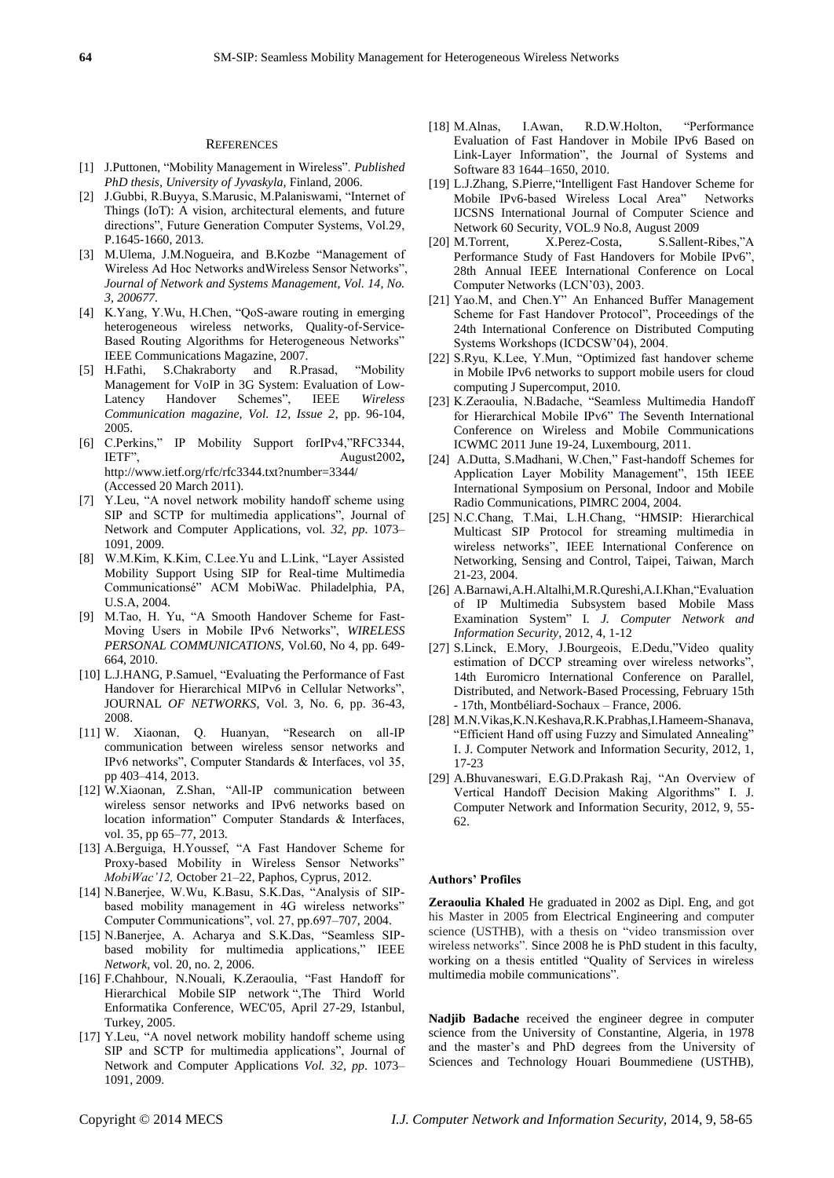## REFERENCES

[1] J.Puttonen, "Mobility Management in Wireless". *Published PhD thesis, University of Jyvaskyla*, Finland, 2006.

[2] J.Gubbi, R.Buyya, S.Marusic, M.Palaniswami, "Internet of Things (IoT): A vision, architectural elements, and future directions", Future Generation Computer Systems, Vol.29, P.1645-1660, 2013.

[3] M.Ulema, J.M.Nogueira, and B.Kozbe "Management of Wireless Ad Hoc Networks andWireless Sensor Networks", *Journal of Network and Systems Management, Vol. 14, No. 3, 200677*.

[4] K.Yang, Y.Wu, H.Chen, "QoS-aware routing in emerging heterogeneous wireless networks, Quality-of-Service-Based Routing Algorithms for Heterogeneous Networks" IEEE Communications Magazine, 2007.

[5] H.Fathi, S.Chakraborty and R.Prasad, "Mobility Management for VoIP in 3G System: Evaluation of Low-Latency Handover Schemes", IEEE *Wireless Communication magazine, Vol. 12, Issue 2*, pp. 96-104, 2005.

[6] C.Perkins," IP Mobility Support forIPv4,"RFC3344, IETF", August2002**,** http://www.ietf.org/rfc/rfc3344.txt?number=3344/ (Accessed 20 March 2011).

[7] Y.Leu, "A novel network mobility handoff scheme using SIP and SCTP for multimedia applications", Journal of Network and Computer Applications, vol*. 32, pp*. 1073–1091, 2009.

[8] W.M.Kim, K.Kim, C.Lee.Yu and L.Link, "Layer Assisted Mobility Support Using SIP for Real-time Multimedia Communicationsé" ACM MobiWac. Philadelphia, PA, U.S.A, 2004.

[9] M.Tao, H. Yu, "A Smooth Handover Scheme for Fast-Moving Users in Mobile IPv6 Networks", *WIRELESS PERSONAL COMMUNICATIONS,* Vol.60, No 4, pp. 649-664, 2010.

[10] L.J.HANG, P.Samuel, "Evaluating the Performance of Fast Handover for Hierarchical MIPv6 in Cellular Networks", JOURNAL *OF NETWORKS*, Vol. 3, No. 6, pp. 36-43, 2008.

[11] W. Xiaonan, Q. Huanyan, "Research on all-IP communication between wireless sensor networks and IPv6 networks", Computer Standards & Interfaces, vol 35, pp 403–414, 2013.

[12] W.Xiaonan, Z.Shan, "All-IP communication between wireless sensor networks and IPv6 networks based on location information" Computer Standards & Interfaces, vol. 35, pp 65–77, 2013.

[13] A.Berguiga, H.Youssef, "A Fast Handover Scheme for Proxy-based Mobility in Wireless Sensor Networks" *MobiWac'12,* October 21–22, Paphos, Cyprus, 2012.

[14] N.Banerjee, W.Wu, K.Basu, S.K.Das, "Analysis of SIP-based mobility management in 4G wireless networks" Computer Communications", vol. 27, pp.697–707, 2004.

[15] N.Banerjee, A. Acharya and S.K.Das, "Seamless SIP-based mobility for multimedia applications," IEEE *Network*, vol. 20, no. 2, 2006.

[16] F.Chahbour, N.Nouali, K.Zeraoulia, "Fast Handoff for Hierarchical Mobile SIP network ",The Third World Enformatika Conference, WEC'05, April 27-29, Istanbul, Turkey, 2005.

[17] Y.Leu, "A novel network mobility handoff scheme using SIP and SCTP for multimedia applications", Journal of Network and Computer Applications *Vol. 32, pp*. 1073–1091, 2009.

[18] M.Alnas, I.Awan, R.D.W.Holton, "Performance Evaluation of Fast Handover in Mobile IPv6 Based on Link-Layer Information", the Journal of Systems and Software 83 1644–1650, 2010.

[19] L.J.Zhang, S.Pierre,"Intelligent Fast Handover Scheme for Mobile IPv6-based Wireless Local Area" Networks IJCSNS International Journal of Computer Science and Network 60 Security, VOL.9 No.8, August 2009

[20] M.Torrent, X.Perez-Costa, S.Sallent-Ribes,"A Performance Study of Fast Handovers for Mobile IPv6", 28th Annual IEEE International Conference on Local Computer Networks (LCN'03), 2003.

[21] Yao.M, and Chen.Y" An Enhanced Buffer Management Scheme for Fast Handover Protocol", Proceedings of the 24th International Conference on Distributed Computing Systems Workshops (ICDCSW'04), 2004.

[22] S.Ryu, K.Lee, Y.Mun, "Optimized fast handover scheme in Mobile IPv6 networks to support mobile users for cloud computing J Supercomput, 2010.

[23] K.Zeraoulia, N.Badache, "Seamless Multimedia Handoff for Hierarchical Mobile IPv6" The Seventh International Conference on Wireless and Mobile Communications ICWMC 2011 June 19-24, Luxembourg, 2011.

[24] A.Dutta, S.Madhani, W.Chen," Fast-handoff Schemes for Application Layer Mobility Management", 15th IEEE International Symposium on Personal, Indoor and Mobile Radio Communications, PIMRC 2004, 2004.

[25] N.C.Chang, T.Mai, L.H.Chang, "HMSIP: Hierarchical Multicast SIP Protocol for streaming multimedia in wireless networks", IEEE International Conference on Networking, Sensing and Control, Taipei, Taiwan, March 21-23, 2004.

[26] A.Barnawi,A.H.Altalhi,M.R.Qureshi,A.I.Khan,"Evaluation of IP Multimedia Subsystem based Mobile Mass Examination System" I. *J. Computer Network and Information Security*, 2012, 4, 1-12

[27] S.Linck, E.Mory, J.Bourgeois, E.Dedu,"Video quality estimation of DCCP streaming over wireless networks", 14th Euromicro International Conference on Parallel, Distributed, and Network-Based Processing, February 15th - 17th, Montbéliard-Sochaux – France, 2006.

[28] M.N.Vikas,K.N.Keshava,R.K.Prabhas,I.Hameem-Shanava, "Efficient Hand off using Fuzzy and Simulated Annealing" I. J. Computer Network and Information Security, 2012, 1, 17-23

[29] A.Bhuvaneswari, E.G.D.Prakash Raj, "An Overview of Vertical Handoff Decision Making Algorithms" I. J. Computer Network and Information Security, 2012, 9, 55-62.

### Authors' Profiles

**Zeraoulia Khaled** He graduated in 2002 as Dipl. Eng, and got his Master in 2005 from Electrical Engineering and computer science (USTHB), with a thesis on "video transmission over wireless networks". Since 2008 he is PhD student in this faculty, working on a thesis entitled "Quality of Services in wireless multimedia mobile communications".

**Nadjib Badache** received the engineer degree in computer science from the University of Constantine, Algeria, in 1978 and the master's and PhD degrees from the University of Sciences and Technology Houari Boummediene (USTHB),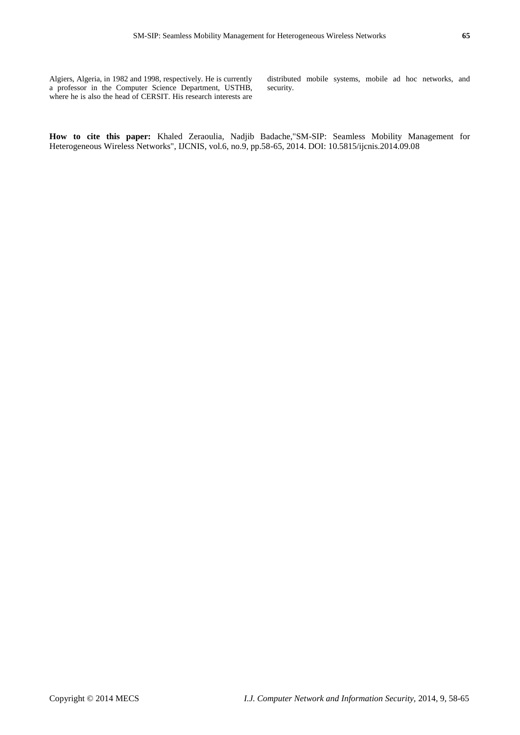Algiers, Algeria, in 1982 and 1998, respectively. He is currently a professor in the Computer Science Department, USTHB, where he is also the head of CERSIT. His research interests are distributed mobile systems, mobile ad hoc networks, and security.

**How to cite this paper:** Khaled Zeraoulia, Nadjib Badache,"SM-SIP: Seamless Mobility Management for Heterogeneous Wireless Networks", IJCNIS, vol.6, no.9, pp.58-65, 2014. DOI: 10.5815/ijcnis.2014.09.08